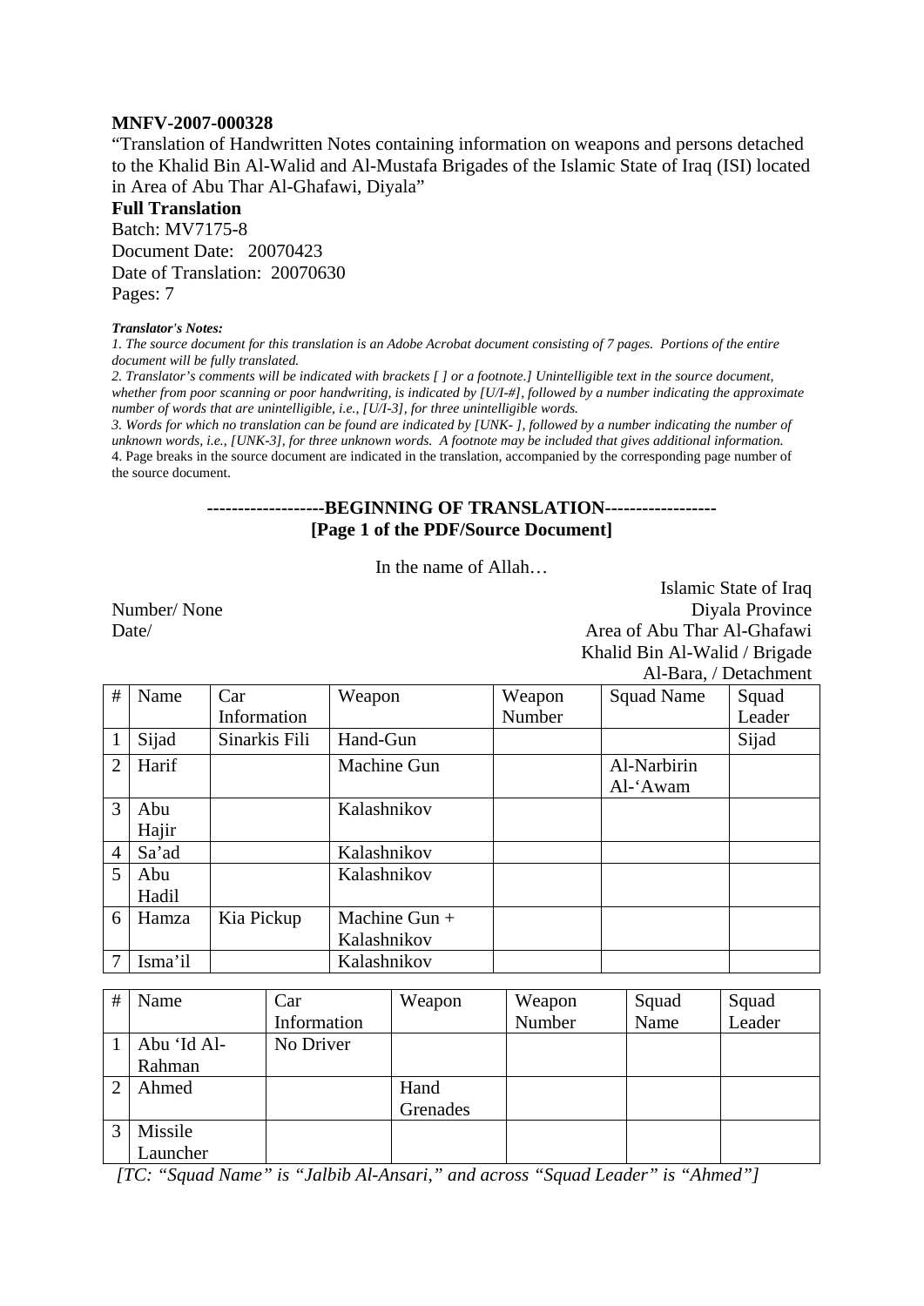**MNFV-2007-000328**

"Translation of Handwritten Notes containing information on weapons and persons detached to the Khalid Bin Al-Walid and Al-Mustafa Brigades of the Islamic State of Iraq (ISI) located in Area of Abu Thar Al-Ghafawi, Diyala"

**Full Translation**

Batch: MV7175-8

Document Date: 20070423

Date of Translation: 20070630

Pages: 7

***Translator's Notes:***

*1. The source document for this translation is an Adobe Acrobat document consisting of 7 pages. Portions of the entire document will be fully translated.*

*2. Translator's comments will be indicated with brackets [ ] or a footnote.] Unintelligible text in the source document, whether from poor scanning or poor handwriting, is indicated by [U/I-#], followed by a number indicating the approximate number of words that are unintelligible, i.e., [U/I-3], for three unintelligible words.*

*3. Words for which no translation can be found are indicated by [UNK- ], followed by a number indicating the number of unknown words, i.e., [UNK-3], for three unknown words. A footnote may be included that gives additional information.*

4. Page breaks in the source document are indicated in the translation, accompanied by the corresponding page number of the source document.

**-------------------BEGINNING OF TRANSLATION------------------**

**[Page 1 of the PDF/Source Document]**

In the name of Allah…

Islamic State of Iraq

Number/ None — Diyala Province

Date/ — Area of Abu Thar Al-Ghafawi

Khalid Bin Al-Walid / Brigade

Al-Bara, / Detachment

| # | Name | Car Information | Weapon | Weapon Number | Squad Name | Squad Leader |
|---|---|---|---|---|---|---|
| 1 | Sijad | Sinarkis Fili | Hand-Gun | | | Sijad |
| 2 | Harif | | Machine Gun | | Al-Narbirin Al-'Awam | |
| 3 | Abu Hajir | | Kalashnikov | | | |
| 4 | Sa'ad | | Kalashnikov | | | |
| 5 | Abu Hadil | | Kalashnikov | | | |
| 6 | Hamza | Kia Pickup | Machine Gun + Kalashnikov | | | |
| 7 | Isma'il | | Kalashnikov | | | |

| # | Name | Car Information | Weapon | Weapon Number | Squad Name | Squad Leader |
|---|---|---|---|---|---|---|
| 1 | Abu 'Id Al-Rahman | No Driver | | | | |
| 2 | Ahmed | | Hand Grenades | | | |
| 3 | Missile Launcher | | | | | |

*[TC: "Squad Name" is "Jalbib Al-Ansari," and across "Squad Leader" is "Ahmed"]*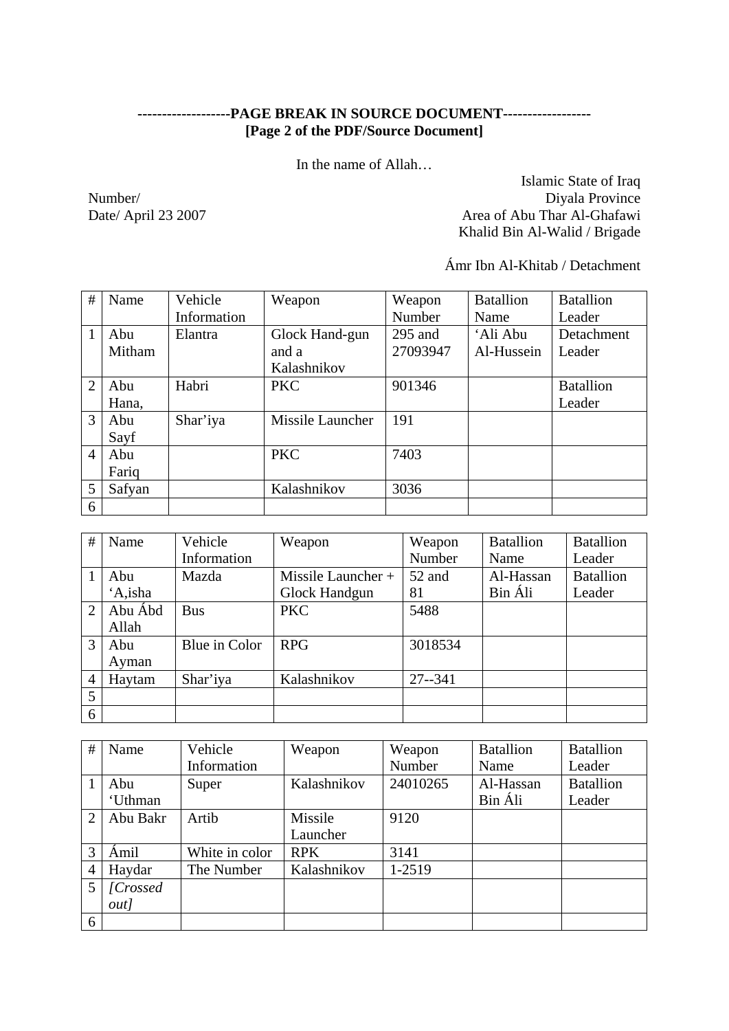**-------------------PAGE BREAK IN SOURCE DOCUMENT-----------------**
**[Page 2 of the PDF/Source Document]**

In the name of Allah…

Islamic State of Iraq
Diyala Province
Area of Abu Thar Al-Ghafawi
Khalid Bin Al-Walid / Brigade

Number/
Date/ April 23 2007

Ámr Ibn Al-Khitab / Detachment

| # | Name | Vehicle Information | Weapon | Weapon Number | Batallion Name | Batallion Leader |
|---|---|---|---|---|---|---|
| 1 | Abu Mitham | Elantra | Glock Hand-gun and a Kalashnikov | 295 and 27093947 | 'Ali Abu Al-Hussein | Detachment Leader |
| 2 | Abu Hana, | Habri | PKC | 901346 | | Batallion Leader |
| 3 | Abu Sayf | Shar'iya | Missile Launcher | 191 | | |
| 4 | Abu Fariq | | PKC | 7403 | | |
| 5 | Safyan | | Kalashnikov | 3036 | | |
| 6 | | | | | | |

| # | Name | Vehicle Information | Weapon | Weapon Number | Batallion Name | Batallion Leader |
|---|---|---|---|---|---|---|
| 1 | Abu 'A,isha | Mazda | Missile Launcher + Glock Handgun | 52 and 81 | Al-Hassan Bin Áli | Batallion Leader |
| 2 | Abu Ábd Allah | Bus | PKC | 5488 | | |
| 3 | Abu Ayman | Blue in Color | RPG | 3018534 | | |
| 4 | Haytam | Shar'iya | Kalashnikov | 27--341 | | |
| 5 | | | | | | |
| 6 | | | | | | |

| # | Name | Vehicle Information | Weapon | Weapon Number | Batallion Name | Batallion Leader |
|---|---|---|---|---|---|---|
| 1 | Abu 'Uthman | Super | Kalashnikov | 24010265 | Al-Hassan Bin Áli | Batallion Leader |
| 2 | Abu Bakr | Artib | Missile Launcher | 9120 | | |
| 3 | Ámil | White in color | RPK | 3141 | | |
| 4 | Haydar | The Number | Kalashnikov | 1-2519 | | |
| 5 | *[Crossed out]* | | | | | |
| 6 | | | | | | |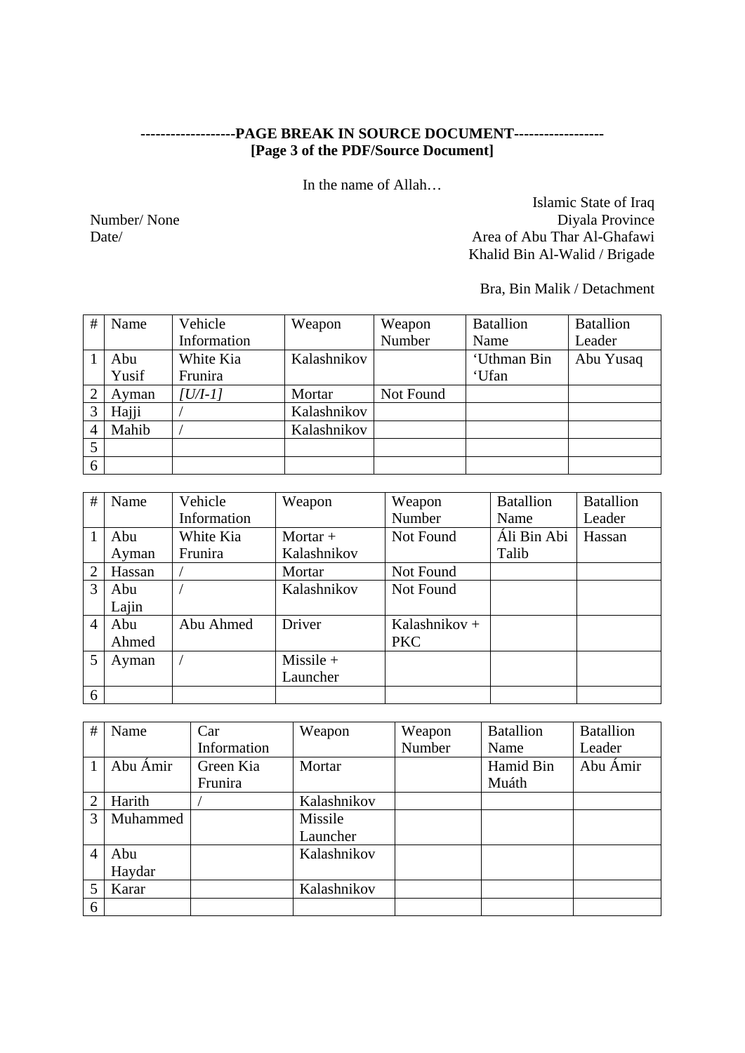**-------------------PAGE BREAK IN SOURCE DOCUMENT------------------**
**[Page 3 of the PDF/Source Document]**

In the name of Allah…

Islamic State of Iraq
Diyala Province
Area of Abu Thar Al-Ghafawi
Khalid Bin Al-Walid / Brigade

Number/ None
Date/

Bra, Bin Malik / Detachment

| # | Name | Vehicle Information | Weapon | Weapon Number | Batallion Name | Batallion Leader |
|---|---|---|---|---|---|---|
| 1 | Abu Yusif | White Kia Frunira | Kalashnikov | | ‘Uthman Bin ‘Ufan | Abu Yusaq |
| 2 | Ayman | *[U/I-1]* | Mortar | Not Found | | |
| 3 | Hajji | / | Kalashnikov | | | |
| 4 | Mahib | / | Kalashnikov | | | |
| 5 | | | | | | |
| 6 | | | | | | |

| # | Name | Vehicle Information | Weapon | Weapon Number | Batallion Name | Batallion Leader |
|---|---|---|---|---|---|---|
| 1 | Abu Ayman | White Kia Frunira | Mortar + Kalashnikov | Not Found | Áli Bin Abi Talib | Hassan |
| 2 | Hassan | / | Mortar | Not Found | | |
| 3 | Abu Lajin | / | Kalashnikov | Not Found | | |
| 4 | Abu Ahmed | Abu Ahmed | Driver | Kalashnikov + PKC | | |
| 5 | Ayman | / | Missile + Launcher | | | |
| 6 | | | | | | |

| # | Name | Car Information | Weapon | Weapon Number | Batallion Name | Batallion Leader |
|---|---|---|---|---|---|---|
| 1 | Abu Ámir | Green Kia Frunira | Mortar | | Hamid Bin Muáth | Abu Ámir |
| 2 | Harith | / | Kalashnikov | | | |
| 3 | Muhammed | | Missile Launcher | | | |
| 4 | Abu Haydar | | Kalashnikov | | | |
| 5 | Karar | | Kalashnikov | | | |
| 6 | | | | | | |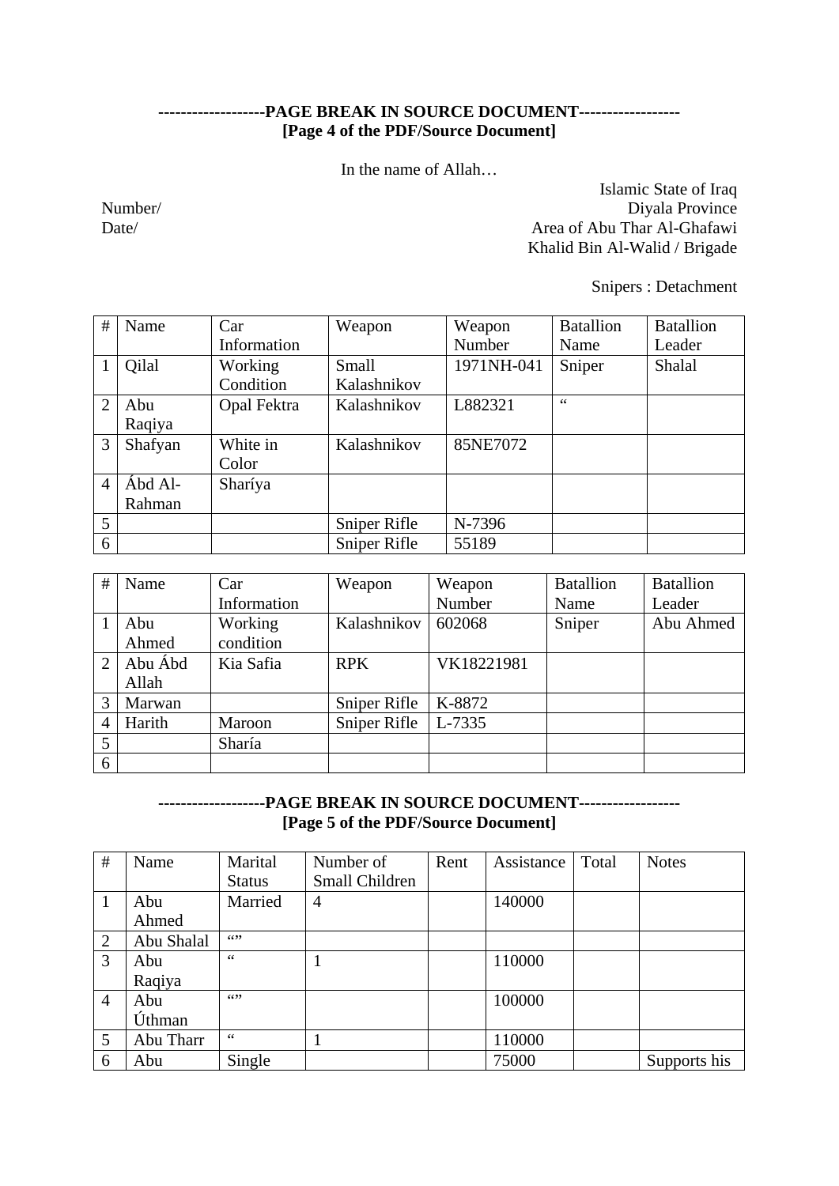**-------------------PAGE BREAK IN SOURCE DOCUMENT------------------**
**[Page 4 of the PDF/Source Document]**

In the name of Allah…

Islamic State of Iraq
Diyala Province
Area of Abu Thar Al-Ghafawi
Khalid Bin Al-Walid / Brigade

Number/
Date/

Snipers : Detachment

| # | Name | Car Information | Weapon | Weapon Number | Batallion Name | Batallion Leader |
|---|---|---|---|---|---|---|
| 1 | Qilal | Working Condition | Small Kalashnikov | 1971NH-041 | Sniper | Shalal |
| 2 | Abu Raqiya | Opal Fektra | Kalashnikov | L882321 | " | |
| 3 | Shafyan | White in Color | Kalashnikov | 85NE7072 | | |
| 4 | Ábd Al-Rahman | Sharíya | | | | |
| 5 | | | Sniper Rifle | N-7396 | | |
| 6 | | | Sniper Rifle | 55189 | | |

| # | Name | Car Information | Weapon | Weapon Number | Batallion Name | Batallion Leader |
|---|---|---|---|---|---|---|
| 1 | Abu Ahmed | Working condition | Kalashnikov | 602068 | Sniper | Abu Ahmed |
| 2 | Abu Ábd Allah | Kia Safia | RPK | VK18221981 | | |
| 3 | Marwan | | Sniper Rifle | K-8872 | | |
| 4 | Harith | Maroon | Sniper Rifle | L-7335 | | |
| 5 | | Sharía | | | | |
| 6 | | | | | | |

**-------------------PAGE BREAK IN SOURCE DOCUMENT------------------**
**[Page 5 of the PDF/Source Document]**

| # | Name | Marital Status | Number of Small Children | Rent | Assistance | Total | Notes |
|---|---|---|---|---|---|---|---|
| 1 | Abu Ahmed | Married | 4 | | 140000 | | |
| 2 | Abu Shalal | "" | | | | | |
| 3 | Abu Raqiya | " | 1 | | 110000 | | |
| 4 | Abu Úthman | "" | | | 100000 | | |
| 5 | Abu Tharr | " | 1 | | 110000 | | |
| 6 | Abu | Single | | | 75000 | | Supports his |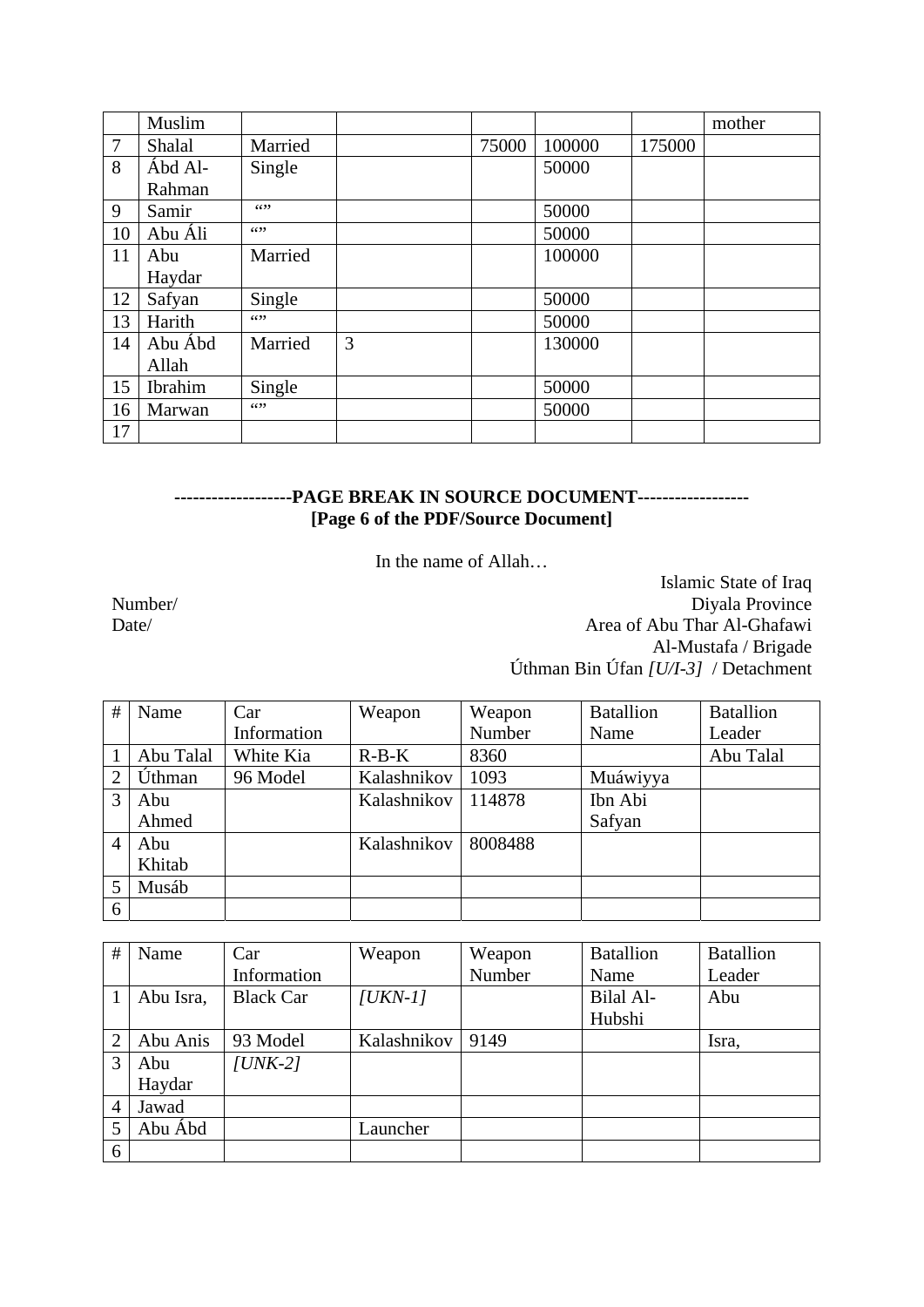|  | Muslim |  |  |  |  |  | mother |
|---|---|---|---|---|---|---|---|
| 7 | Shalal | Married |  | 75000 | 100000 | 175000 |  |
| 8 | Ábd Al-Rahman | Single |  |  | 50000 |  |  |
| 9 | Samir | “” |  |  | 50000 |  |  |
| 10 | Abu Áli | “” |  |  | 50000 |  |  |
| 11 | Abu Haydar | Married |  |  | 100000 |  |  |
| 12 | Safyan | Single |  |  | 50000 |  |  |
| 13 | Harith | “” |  |  | 50000 |  |  |
| 14 | Abu Ábd Allah | Married | 3 |  | 130000 |  |  |
| 15 | Ibrahim | Single |  |  | 50000 |  |  |
| 16 | Marwan | “” |  |  | 50000 |  |  |
| 17 |  |  |  |  |  |  |  |

**-------------------PAGE BREAK IN SOURCE DOCUMENT------------------**
**[Page 6 of the PDF/Source Document]**

In the name of Allah…

Islamic State of Iraq
Diyala Province
Area of Abu Thar Al-Ghafawi
Al-Mustafa / Brigade
Úthman Bin Úfan *[U/I-3]* / Detachment

Number/
Date/

| # | Name | Car Information | Weapon | Weapon Number | Batallion Name | Batallion Leader |
|---|---|---|---|---|---|---|
| 1 | Abu Talal | White Kia | R-B-K | 8360 |  | Abu Talal |
| 2 | Úthman | 96 Model | Kalashnikov | 1093 | Muáwiyya |  |
| 3 | Abu Ahmed |  | Kalashnikov | 114878 | Ibn Abi Safyan |  |
| 4 | Abu Khitab |  | Kalashnikov | 8008488 |  |  |
| 5 | Musáb |  |  |  |  |  |
| 6 |  |  |  |  |  |  |

| # | Name | Car Information | Weapon | Weapon Number | Batallion Name | Batallion Leader |
|---|---|---|---|---|---|---|
| 1 | Abu Isra, | Black Car | *[UKN-1]* |  | Bilal Al-Hubshi | Abu |
| 2 | Abu Anis | 93 Model | Kalashnikov | 9149 |  | Isra, |
| 3 | Abu Haydar | *[UNK-2]* |  |  |  |  |
| 4 | Jawad |  |  |  |  |  |
| 5 | Abu Ábd |  | Launcher |  |  |  |
| 6 |  |  |  |  |  |  |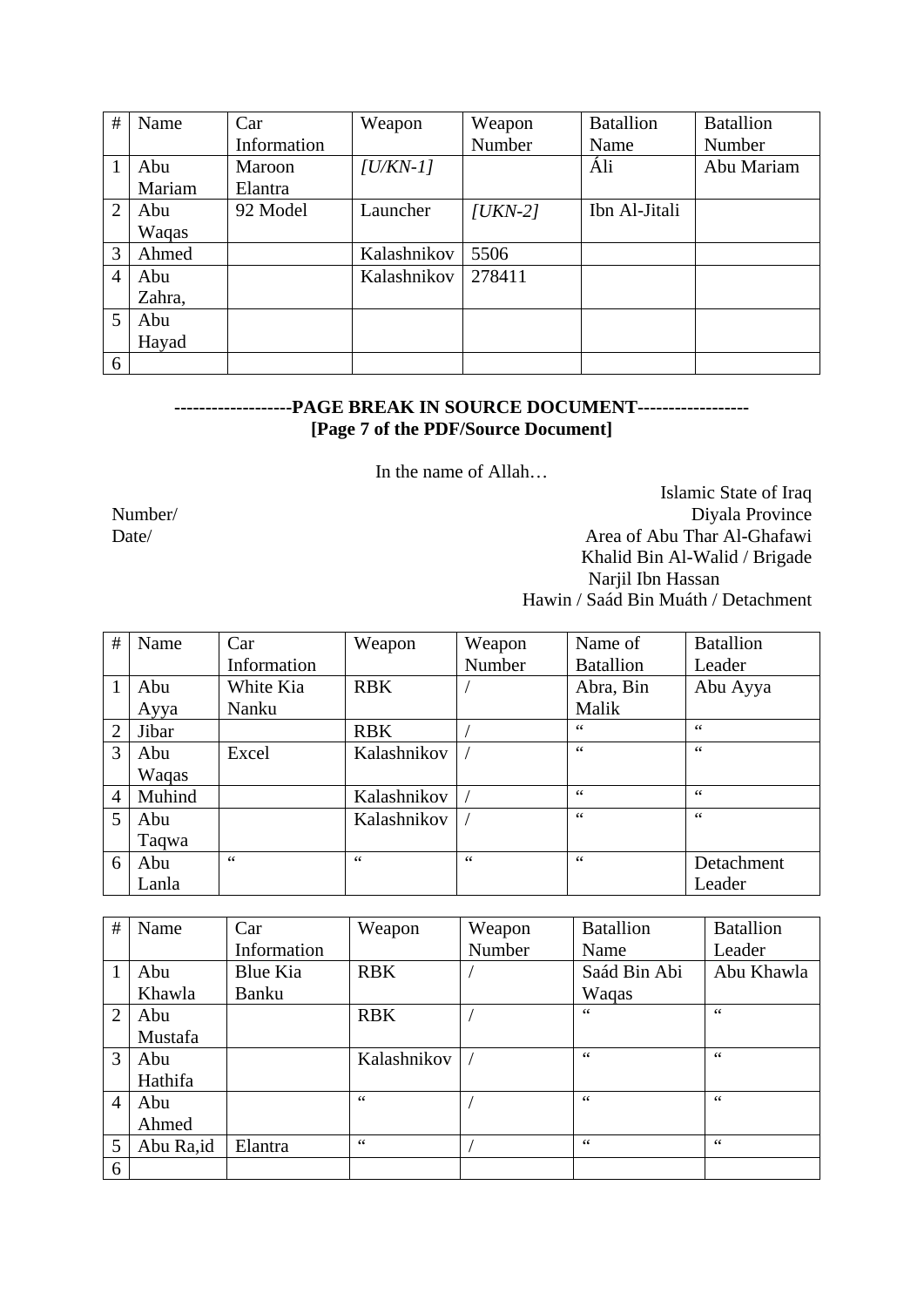| # | Name | Car Information | Weapon | Weapon Number | Batallion Name | Batallion Number |
|---|---|---|---|---|---|---|
| 1 | Abu Mariam | Maroon Elantra | *[U/KN-1]* | | Áli | Abu Mariam |
| 2 | Abu Waqas | 92 Model | Launcher | *[UKN-2]* | Ibn Al-Jitali | |
| 3 | Ahmed | | Kalashnikov | 5506 | | |
| 4 | Abu Zahra, | | Kalashnikov | 278411 | | |
| 5 | Abu Hayad | | | | | |
| 6 | | | | | | |

**-------------------PAGE BREAK IN SOURCE DOCUMENT------------------**
**[Page 7 of the PDF/Source Document]**

In the name of Allah…

Islamic State of Iraq

Number/ Diyala Province

Date/ Area of Abu Thar Al-Ghafawi

Khalid Bin Al-Walid / Brigade

Narjil Ibn Hassan

Hawin / Saád Bin Muáth / Detachment

| # | Name | Car Information | Weapon | Weapon Number | Name of Batallion | Batallion Leader |
|---|---|---|---|---|---|---|
| 1 | Abu Ayya | White Kia Nanku | RBK | / | Abra, Bin Malik | Abu Ayya |
| 2 | Jibar | | RBK | / | " | " |
| 3 | Abu Waqas | Excel | Kalashnikov | / | " | " |
| 4 | Muhind | | Kalashnikov | / | " | " |
| 5 | Abu Taqwa | | Kalashnikov | / | " | " |
| 6 | Abu Lanla | " | " | " | " | Detachment Leader |

| # | Name | Car Information | Weapon | Weapon Number | Batallion Name | Batallion Leader |
|---|---|---|---|---|---|---|
| 1 | Abu Khawla | Blue Kia Banku | RBK | / | Saád Bin Abi Waqas | Abu Khawla |
| 2 | Abu Mustafa | | RBK | / | " | " |
| 3 | Abu Hathifa | | Kalashnikov | / | " | " |
| 4 | Abu Ahmed | | " | / | " | " |
| 5 | Abu Ra,id | Elantra | " | / | " | " |
| 6 | | | | | | |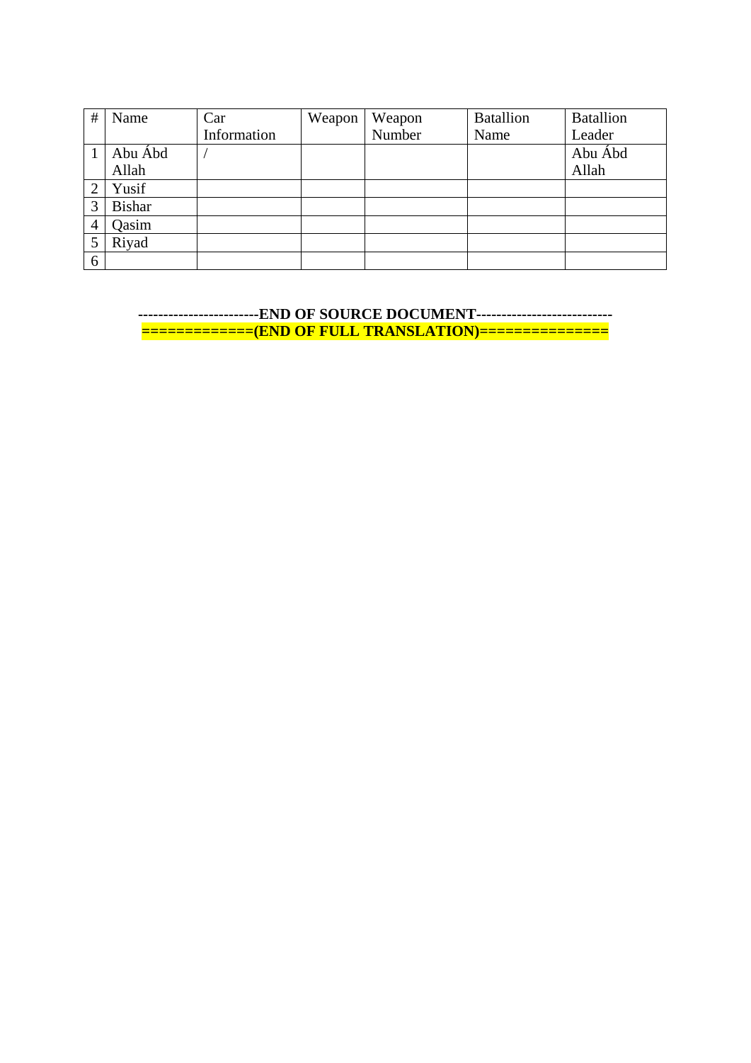| # | Name | Car Information | Weapon | Weapon Number | Batallion Name | Batallion Leader |
|---|---|---|---|---|---|---|
| 1 | Abu Ább Allah | / | | | | Abu Ább Allah |
| 2 | Yusif | | | | | |
| 3 | Bishar | | | | | |
| 4 | Qasim | | | | | |
| 5 | Riyad | | | | | |
| 6 | | | | | | |

**-----------------------END OF SOURCE DOCUMENT--------------------------**

**============(END OF FULL TRANSLATION)==============**